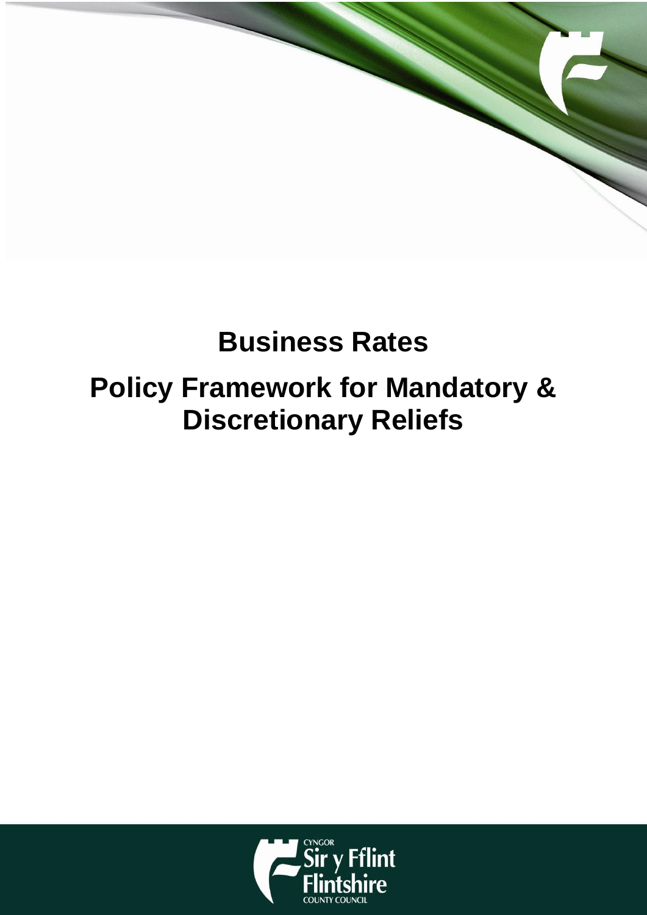# Business Rates

# Policy Framework for Mandatory & Discretionary Reliefs

CYNGOR Sir y Fflint Flintshire COUNTY COUNCIL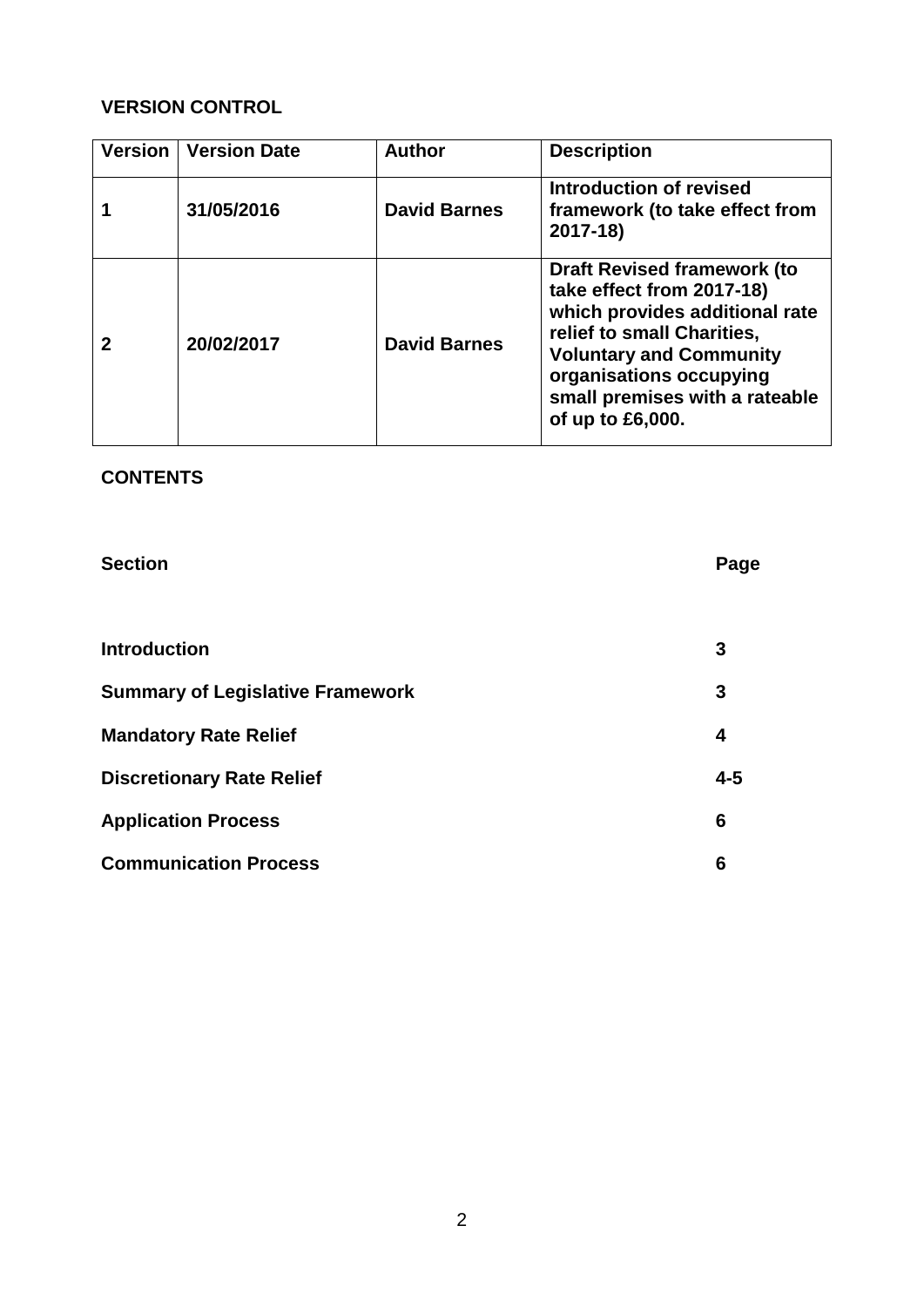## VERSION CONTROL

| Version | Version Date | Author | Description |
|---|---|---|---|
| 1 | 31/05/2016 | David Barnes | Introduction of revised framework (to take effect from 2017-18) |
| 2 | 20/02/2017 | David Barnes | Draft Revised framework (to take effect from 2017-18) which provides additional rate relief to small Charities, Voluntary and Community organisations occupying small premises with a rateable of up to £6,000. |

## CONTENTS

| Section | Page |
|---|---|
| Introduction | 3 |
| Summary of Legislative Framework | 3 |
| Mandatory Rate Relief | 4 |
| Discretionary Rate Relief | 4-5 |
| Application Process | 6 |
| Communication Process | 6 |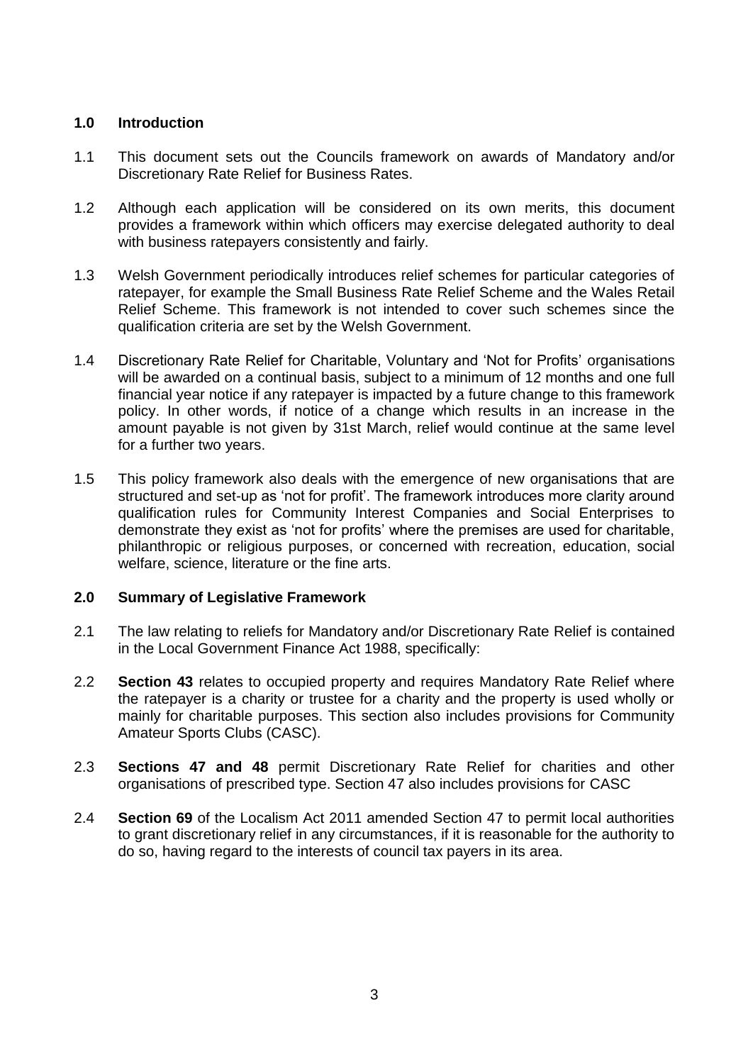## 1.0 Introduction

1.1 This document sets out the Councils framework on awards of Mandatory and/or Discretionary Rate Relief for Business Rates.

1.2 Although each application will be considered on its own merits, this document provides a framework within which officers may exercise delegated authority to deal with business ratepayers consistently and fairly.

1.3 Welsh Government periodically introduces relief schemes for particular categories of ratepayer, for example the Small Business Rate Relief Scheme and the Wales Retail Relief Scheme. This framework is not intended to cover such schemes since the qualification criteria are set by the Welsh Government.

1.4 Discretionary Rate Relief for Charitable, Voluntary and 'Not for Profits' organisations will be awarded on a continual basis, subject to a minimum of 12 months and one full financial year notice if any ratepayer is impacted by a future change to this framework policy. In other words, if notice of a change which results in an increase in the amount payable is not given by 31st March, relief would continue at the same level for a further two years.

1.5 This policy framework also deals with the emergence of new organisations that are structured and set-up as 'not for profit'. The framework introduces more clarity around qualification rules for Community Interest Companies and Social Enterprises to demonstrate they exist as 'not for profits' where the premises are used for charitable, philanthropic or religious purposes, or concerned with recreation, education, social welfare, science, literature or the fine arts.

## 2.0 Summary of Legislative Framework

2.1 The law relating to reliefs for Mandatory and/or Discretionary Rate Relief is contained in the Local Government Finance Act 1988, specifically:

2.2 **Section 43** relates to occupied property and requires Mandatory Rate Relief where the ratepayer is a charity or trustee for a charity and the property is used wholly or mainly for charitable purposes. This section also includes provisions for Community Amateur Sports Clubs (CASC).

2.3 **Sections 47 and 48** permit Discretionary Rate Relief for charities and other organisations of prescribed type. Section 47 also includes provisions for CASC

2.4 **Section 69** of the Localism Act 2011 amended Section 47 to permit local authorities to grant discretionary relief in any circumstances, if it is reasonable for the authority to do so, having regard to the interests of council tax payers in its area.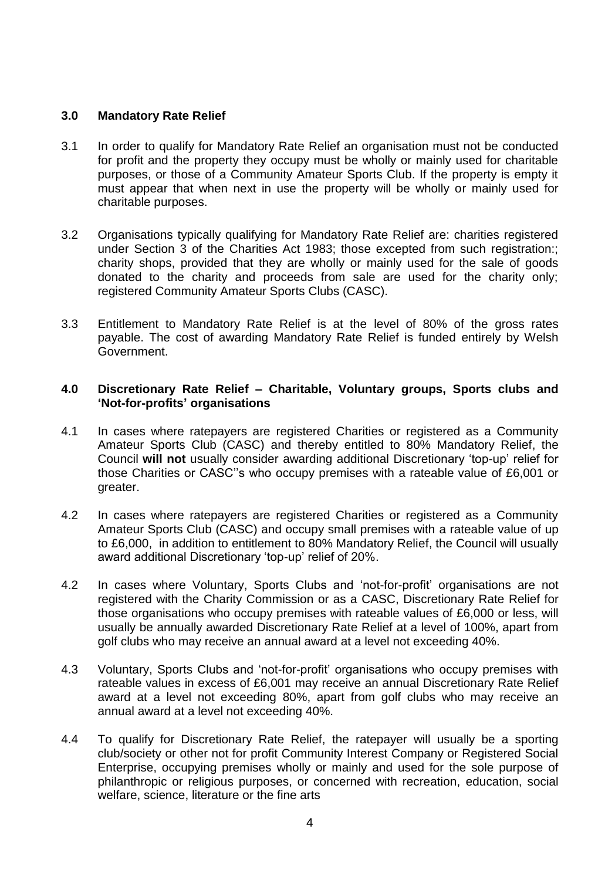## 3.0 Mandatory Rate Relief

3.1 In order to qualify for Mandatory Rate Relief an organisation must not be conducted for profit and the property they occupy must be wholly or mainly used for charitable purposes, or those of a Community Amateur Sports Club. If the property is empty it must appear that when next in use the property will be wholly or mainly used for charitable purposes.

3.2 Organisations typically qualifying for Mandatory Rate Relief are: charities registered under Section 3 of the Charities Act 1983; those excepted from such registration:; charity shops, provided that they are wholly or mainly used for the sale of goods donated to the charity and proceeds from sale are used for the charity only; registered Community Amateur Sports Clubs (CASC).

3.3 Entitlement to Mandatory Rate Relief is at the level of 80% of the gross rates payable. The cost of awarding Mandatory Rate Relief is funded entirely by Welsh Government.

## 4.0 Discretionary Rate Relief – Charitable, Voluntary groups, Sports clubs and 'Not-for-profits' organisations

4.1 In cases where ratepayers are registered Charities or registered as a Community Amateur Sports Club (CASC) and thereby entitled to 80% Mandatory Relief, the Council **will not** usually consider awarding additional Discretionary 'top-up' relief for those Charities or CASC''s who occupy premises with a rateable value of £6,001 or greater.

4.2 In cases where ratepayers are registered Charities or registered as a Community Amateur Sports Club (CASC) and occupy small premises with a rateable value of up to £6,000, in addition to entitlement to 80% Mandatory Relief, the Council will usually award additional Discretionary 'top-up' relief of 20%.

4.2 In cases where Voluntary, Sports Clubs and 'not-for-profit' organisations are not registered with the Charity Commission or as a CASC, Discretionary Rate Relief for those organisations who occupy premises with rateable values of £6,000 or less, will usually be annually awarded Discretionary Rate Relief at a level of 100%, apart from golf clubs who may receive an annual award at a level not exceeding 40%.

4.3 Voluntary, Sports Clubs and 'not-for-profit' organisations who occupy premises with rateable values in excess of £6,001 may receive an annual Discretionary Rate Relief award at a level not exceeding 80%, apart from golf clubs who may receive an annual award at a level not exceeding 40%.

4.4 To qualify for Discretionary Rate Relief, the ratepayer will usually be a sporting club/society or other not for profit Community Interest Company or Registered Social Enterprise, occupying premises wholly or mainly and used for the sole purpose of philanthropic or religious purposes, or concerned with recreation, education, social welfare, science, literature or the fine arts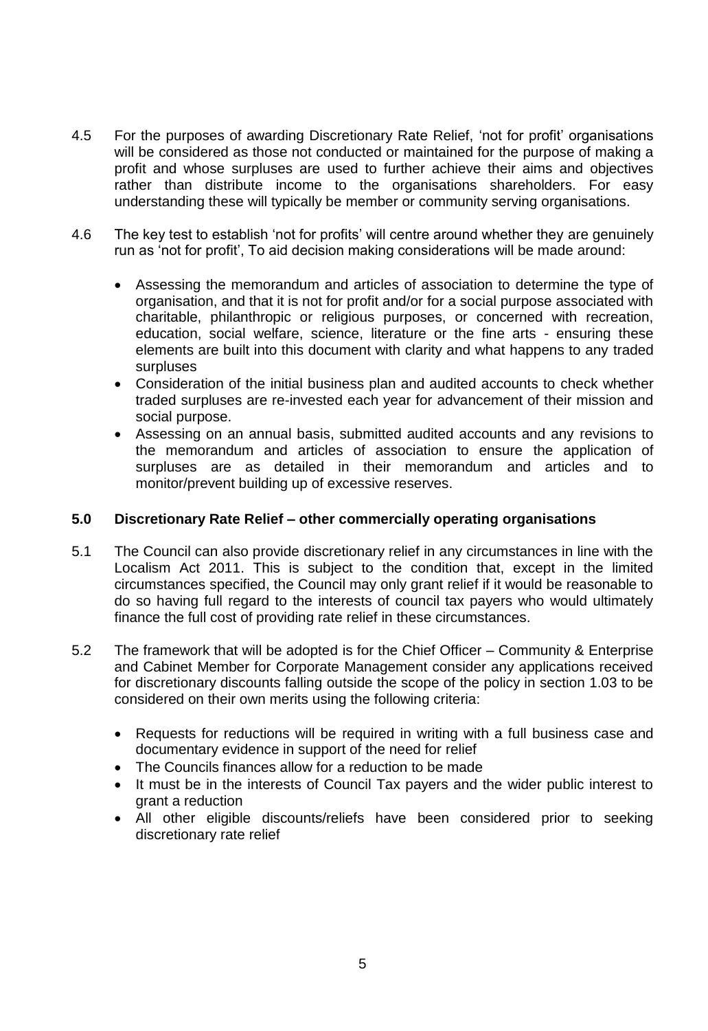4.5 For the purposes of awarding Discretionary Rate Relief, 'not for profit' organisations will be considered as those not conducted or maintained for the purpose of making a profit and whose surpluses are used to further achieve their aims and objectives rather than distribute income to the organisations shareholders. For easy understanding these will typically be member or community serving organisations.

4.6 The key test to establish 'not for profits' will centre around whether they are genuinely run as 'not for profit', To aid decision making considerations will be made around:

- Assessing the memorandum and articles of association to determine the type of organisation, and that it is not for profit and/or for a social purpose associated with charitable, philanthropic or religious purposes, or concerned with recreation, education, social welfare, science, literature or the fine arts - ensuring these elements are built into this document with clarity and what happens to any traded surpluses
- Consideration of the initial business plan and audited accounts to check whether traded surpluses are re-invested each year for advancement of their mission and social purpose.
- Assessing on an annual basis, submitted audited accounts and any revisions to the memorandum and articles of association to ensure the application of surpluses are as detailed in their memorandum and articles and to monitor/prevent building up of excessive reserves.

## 5.0 Discretionary Rate Relief – other commercially operating organisations

5.1 The Council can also provide discretionary relief in any circumstances in line with the Localism Act 2011. This is subject to the condition that, except in the limited circumstances specified, the Council may only grant relief if it would be reasonable to do so having full regard to the interests of council tax payers who would ultimately finance the full cost of providing rate relief in these circumstances.

5.2 The framework that will be adopted is for the Chief Officer – Community & Enterprise and Cabinet Member for Corporate Management consider any applications received for discretionary discounts falling outside the scope of the policy in section 1.03 to be considered on their own merits using the following criteria:

- Requests for reductions will be required in writing with a full business case and documentary evidence in support of the need for relief
- The Councils finances allow for a reduction to be made
- It must be in the interests of Council Tax payers and the wider public interest to grant a reduction
- All other eligible discounts/reliefs have been considered prior to seeking discretionary rate relief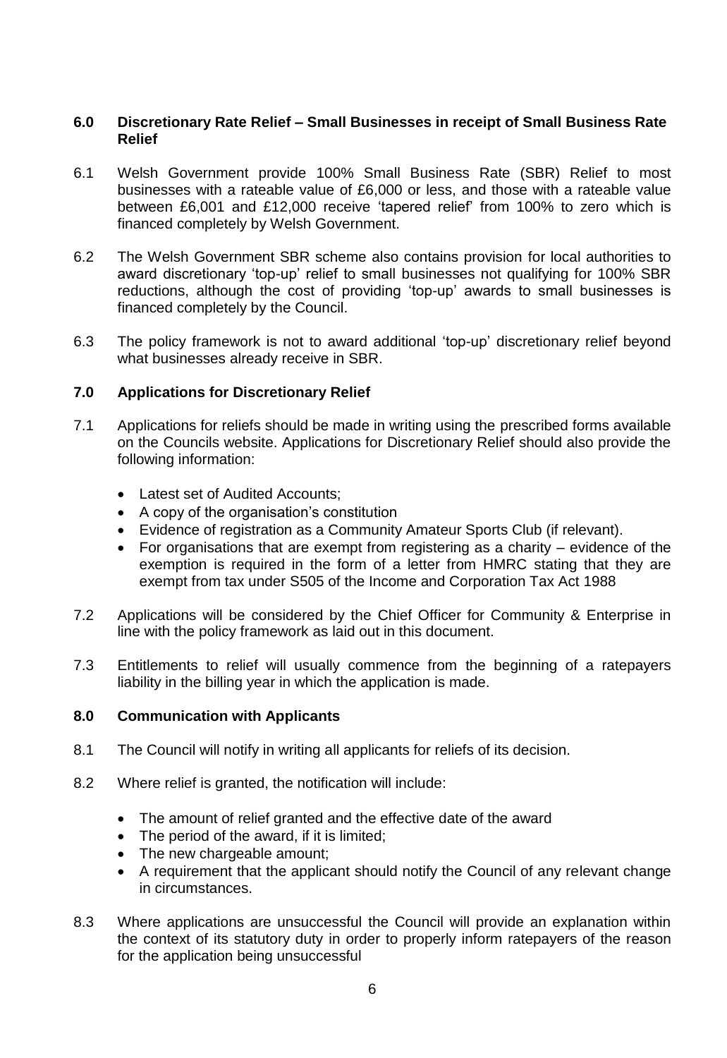## 6.0 Discretionary Rate Relief – Small Businesses in receipt of Small Business Rate Relief

6.1 Welsh Government provide 100% Small Business Rate (SBR) Relief to most businesses with a rateable value of £6,000 or less, and those with a rateable value between £6,001 and £12,000 receive 'tapered relief' from 100% to zero which is financed completely by Welsh Government.

6.2 The Welsh Government SBR scheme also contains provision for local authorities to award discretionary 'top-up' relief to small businesses not qualifying for 100% SBR reductions, although the cost of providing 'top-up' awards to small businesses is financed completely by the Council.

6.3 The policy framework is not to award additional 'top-up' discretionary relief beyond what businesses already receive in SBR.

## 7.0 Applications for Discretionary Relief

7.1 Applications for reliefs should be made in writing using the prescribed forms available on the Councils website. Applications for Discretionary Relief should also provide the following information:

- Latest set of Audited Accounts;
- A copy of the organisation's constitution
- Evidence of registration as a Community Amateur Sports Club (if relevant).
- For organisations that are exempt from registering as a charity – evidence of the exemption is required in the form of a letter from HMRC stating that they are exempt from tax under S505 of the Income and Corporation Tax Act 1988

7.2 Applications will be considered by the Chief Officer for Community & Enterprise in line with the policy framework as laid out in this document.

7.3 Entitlements to relief will usually commence from the beginning of a ratepayers liability in the billing year in which the application is made.

## 8.0 Communication with Applicants

8.1 The Council will notify in writing all applicants for reliefs of its decision.

8.2 Where relief is granted, the notification will include:

- The amount of relief granted and the effective date of the award
- The period of the award, if it is limited;
- The new chargeable amount;
- A requirement that the applicant should notify the Council of any relevant change in circumstances.

8.3 Where applications are unsuccessful the Council will provide an explanation within the context of its statutory duty in order to properly inform ratepayers of the reason for the application being unsuccessful